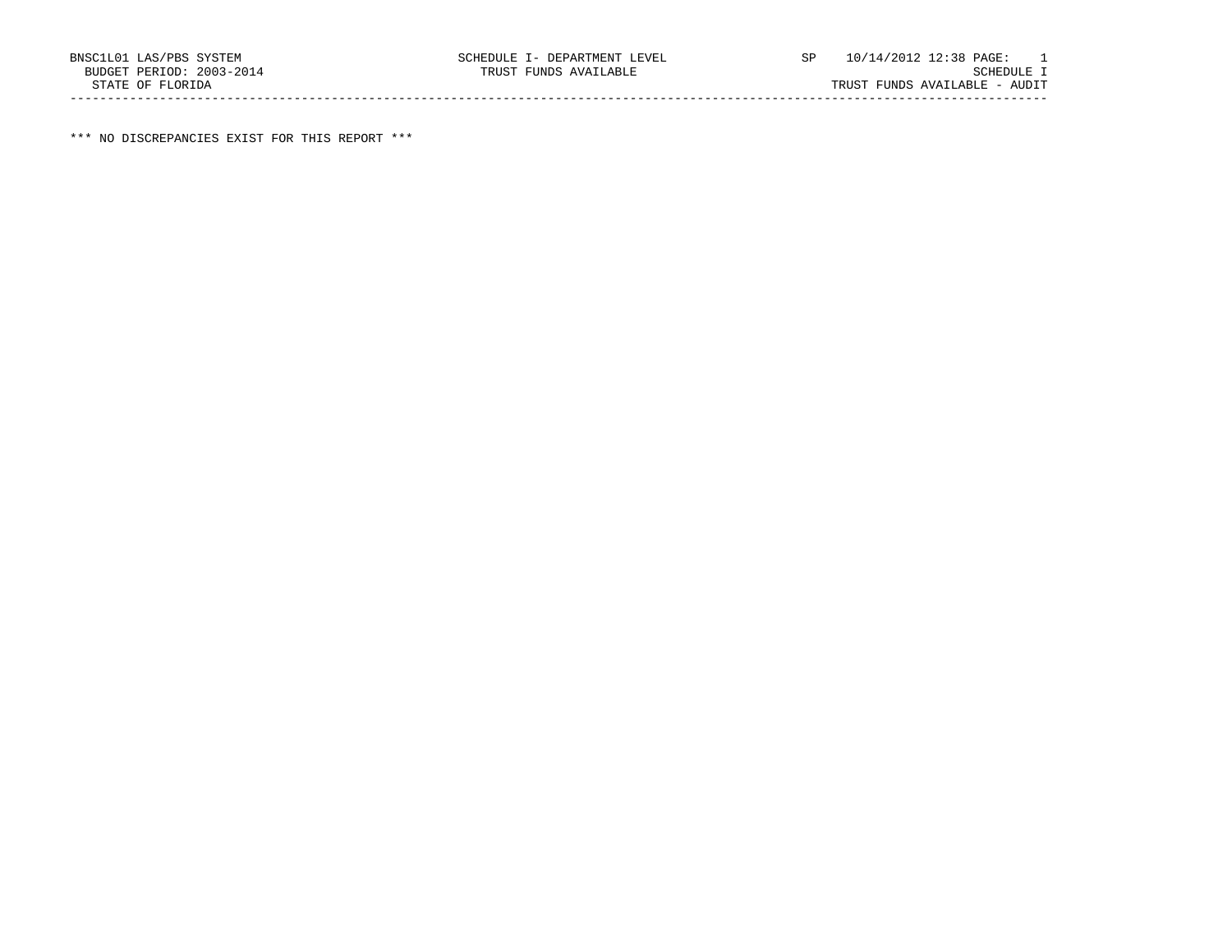BNSC1L01 LAS/PBS SYSTEM SCHEDULE I- DEPARTMENT LEVEL SP 10/14/2012 12:38 PAGE: 1

BUDGET PERIOD: 2003-2014 TRUST FUNDS AVAILABLE SCHEDULE I

STATE OF FLORIDA TRUST FUNDS AVAILABLE - AUDIT

---

*** NO DISCREPANCIES EXIST FOR THIS REPORT ***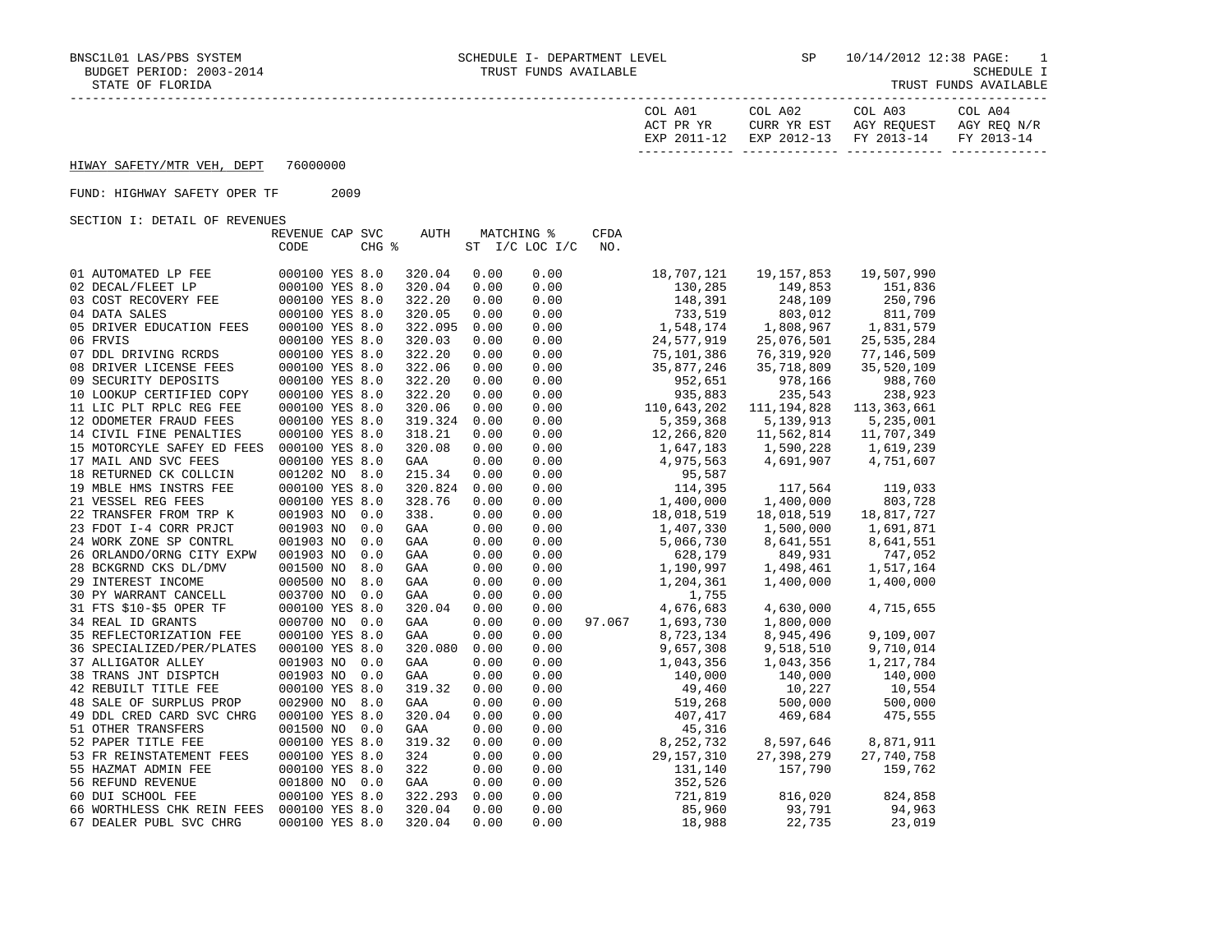BNSC1L01 LAS/PBS SYSTEM — SCHEDULE I- DEPARTMENT LEVEL — TRUST FUNDS AVAILABLE — SP 10/14/2012 12:38

BUDGET PERIOD: 2003-2014 — SCHEDULE I

STATE OF FLORIDA — TRUST FUNDS AVAILABLE

HIWAY SAFETY/MTR VEH, DEPT 76000000

FUND: HIGHWAY SAFETY OPER TF 2009

SECTION I: DETAIL OF REVENUES

| | REVENUE CODE | CAP | SVC CHG % | AUTH | MATCHING % ST | I/C LOC I/C | CFDA NO. | COL A01 ACT PR YR EXP 2011-12 | COL A02 CURR YR EST EXP 2012-13 | COL A03 AGY REQUEST FY 2013-14 | COL A04 AGY REQ N/R FY 2013-14 |
|---|---|---|---|---|---|---|---|---|---|---|---|
| 01 AUTOMATED LP FEE | 000100 | YES | 8.0 | 320.04 | 0.00 | 0.00 | | 18,707,121 | 19,157,853 | 19,507,990 | |
| 02 DECAL/FLEET LP | 000100 | YES | 8.0 | 320.04 | 0.00 | 0.00 | | 130,285 | 149,853 | 151,836 | |
| 03 COST RECOVERY FEE | 000100 | YES | 8.0 | 322.20 | 0.00 | 0.00 | | 148,391 | 248,109 | 250,796 | |
| 04 DATA SALES | 000100 | YES | 8.0 | 320.05 | 0.00 | 0.00 | | 733,519 | 803,012 | 811,709 | |
| 05 DRIVER EDUCATION FEES | 000100 | YES | 8.0 | 322.095 | 0.00 | 0.00 | | 1,548,174 | 1,808,967 | 1,831,579 | |
| 06 FRVIS | 000100 | YES | 8.0 | 320.03 | 0.00 | 0.00 | | 24,577,919 | 25,076,501 | 25,535,284 | |
| 07 DDL DRIVING RCRDS | 000100 | YES | 8.0 | 322.20 | 0.00 | 0.00 | | 75,101,386 | 76,319,920 | 77,146,509 | |
| 08 DRIVER LICENSE FEES | 000100 | YES | 8.0 | 322.06 | 0.00 | 0.00 | | 35,877,246 | 35,718,809 | 35,520,109 | |
| 09 SECURITY DEPOSITS | 000100 | YES | 8.0 | 322.20 | 0.00 | 0.00 | | 952,651 | 978,166 | 988,760 | |
| 10 LOOKUP CERTIFIED COPY | 000100 | YES | 8.0 | 322.20 | 0.00 | 0.00 | | 935,883 | 235,543 | 238,923 | |
| 11 LIC PLT RPLC REG FEE | 000100 | YES | 8.0 | 320.06 | 0.00 | 0.00 | | 110,643,202 | 111,194,828 | 113,363,661 | |
| 12 ODOMETER FRAUD FEES | 000100 | YES | 8.0 | 319.324 | 0.00 | 0.00 | | 5,359,368 | 5,139,913 | 5,235,001 | |
| 14 CIVIL FINE PENALTIES | 000100 | YES | 8.0 | 318.21 | 0.00 | 0.00 | | 12,266,820 | 11,562,814 | 11,707,349 | |
| 15 MOTORCYLE SAFEY ED FEES | 000100 | YES | 8.0 | 320.08 | 0.00 | 0.00 | | 1,647,183 | 1,590,228 | 1,619,239 | |
| 17 MAIL AND SVC FEES | 000100 | YES | 8.0 | GAA | 0.00 | 0.00 | | 4,975,563 | 4,691,907 | 4,751,607 | |
| 18 RETURNED CK COLLCIN | 001202 | NO | 8.0 | 215.34 | 0.00 | 0.00 | | 95,587 | | | |
| 19 MBLE HMS INSTRS FEE | 000100 | YES | 8.0 | 320.824 | 0.00 | 0.00 | | 114,395 | 117,564 | 119,033 | |
| 21 VESSEL REG FEES | 000100 | YES | 8.0 | 328.76 | 0.00 | 0.00 | | 1,400,000 | 1,400,000 | 803,728 | |
| 22 TRANSFER FROM TRP K | 001903 | NO | 0.0 | 338. | 0.00 | 0.00 | | 18,018,519 | 18,018,519 | 18,817,727 | |
| 23 FDOT I-4 CORR PRJCT | 001903 | NO | 0.0 | GAA | 0.00 | 0.00 | | 1,407,330 | 1,500,000 | 1,691,871 | |
| 24 WORK ZONE SP CONTRL | 001903 | NO | 0.0 | GAA | 0.00 | 0.00 | | 5,066,730 | 8,641,551 | 8,641,551 | |
| 26 ORLANDO/ORNG CITY EXPW | 001903 | NO | 0.0 | GAA | 0.00 | 0.00 | | 628,179 | 849,931 | 747,052 | |
| 28 BCKGRND CKS DL/DMV | 001500 | NO | 8.0 | GAA | 0.00 | 0.00 | | 1,190,997 | 1,498,461 | 1,517,164 | |
| 29 INTEREST INCOME | 000500 | NO | 8.0 | GAA | 0.00 | 0.00 | | 1,204,361 | 1,400,000 | 1,400,000 | |
| 30 PY WARRANT CANCELL | 003700 | NO | 0.0 | GAA | 0.00 | 0.00 | | 1,755 | | | |
| 31 FTS $10-$5 OPER TF | 000100 | YES | 8.0 | 320.04 | 0.00 | 0.00 | | 4,676,683 | 4,630,000 | 4,715,655 | |
| 34 REAL ID GRANTS | 000700 | NO | 0.0 | GAA | 0.00 | 0.00 | 97.067 | 1,693,730 | 1,800,000 | | |
| 35 REFLECTORIZATION FEE | 000100 | YES | 8.0 | GAA | 0.00 | 0.00 | | 8,723,134 | 8,945,496 | 9,109,007 | |
| 36 SPECIALIZED/PER/PLATES | 000100 | YES | 8.0 | 320.080 | 0.00 | 0.00 | | 9,657,308 | 9,518,510 | 9,710,014 | |
| 37 ALLIGATOR ALLEY | 001903 | NO | 0.0 | GAA | 0.00 | 0.00 | | 1,043,356 | 1,043,356 | 1,217,784 | |
| 38 TRANS JNT DISPTCH | 001903 | NO | 0.0 | GAA | 0.00 | 0.00 | | 140,000 | 140,000 | 140,000 | |
| 42 REBUILT TITLE FEE | 000100 | YES | 8.0 | 319.32 | 0.00 | 0.00 | | 49,460 | 10,227 | 10,554 | |
| 48 SALE OF SURPLUS PROP | 002900 | NO | 8.0 | GAA | 0.00 | 0.00 | | 519,268 | 500,000 | 500,000 | |
| 49 DDL CRED CARD SVC CHRG | 000100 | YES | 8.0 | 320.04 | 0.00 | 0.00 | | 407,417 | 469,684 | 475,555 | |
| 51 OTHER TRANSFERS | 001500 | NO | 0.0 | GAA | 0.00 | 0.00 | | 45,316 | | | |
| 52 PAPER TITLE FEE | 000100 | YES | 8.0 | 319.32 | 0.00 | 0.00 | | 8,252,732 | 8,597,646 | 8,871,911 | |
| 53 FR REINSTATEMENT FEES | 000100 | YES | 8.0 | 324 | 0.00 | 0.00 | | 29,157,310 | 27,398,279 | 27,740,758 | |
| 55 HAZMAT ADMIN FEE | 000100 | YES | 8.0 | 322 | 0.00 | 0.00 | | 131,140 | 157,790 | 159,762 | |
| 56 REFUND REVENUE | 001800 | NO | 0.0 | GAA | 0.00 | 0.00 | | 352,526 | | | |
| 60 DUI SCHOOL FEE | 000100 | YES | 8.0 | 322.293 | 0.00 | 0.00 | | 721,819 | 816,020 | 824,858 | |
| 66 WORTHLESS CHK REIN FEES | 000100 | YES | 8.0 | 320.04 | 0.00 | 0.00 | | 85,960 | 93,791 | 94,963 | |
| 67 DEALER PUBL SVC CHRG | 000100 | YES | 8.0 | 320.04 | 0.00 | 0.00 | | 18,988 | 22,735 | 23,019 | |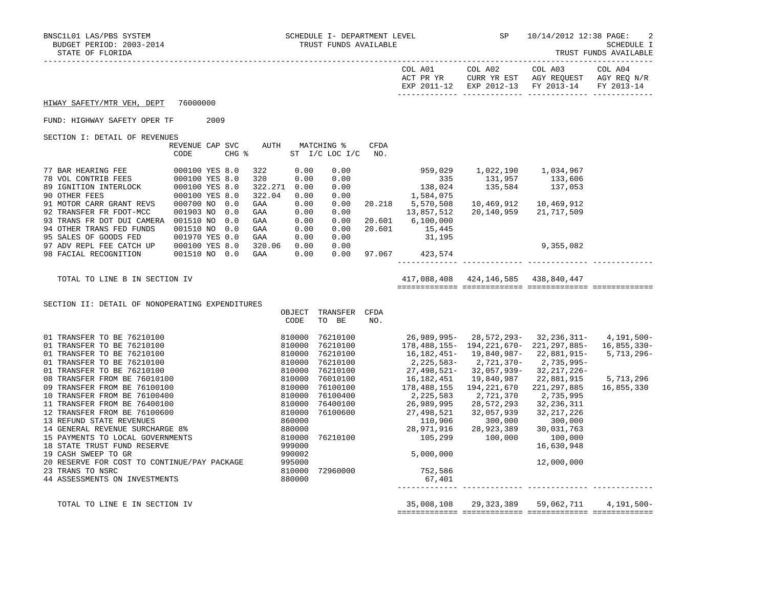BNSC1L01 LAS/PBS SYSTEM — SCHEDULE I- DEPARTMENT LEVEL — SP — 10/14/2012 12:38

BUDGET PERIOD: 2003-2014 — TRUST FUNDS AVAILABLE — SCHEDULE I

STATE OF FLORIDA — TRUST FUNDS AVAILABLE

HIWAY SAFETY/MTR VEH, DEPT 76000000

FUND: HIGHWAY SAFETY OPER TF 2009

SECTION I: DETAIL OF REVENUES

| | REVENUE CODE | CAP | SVC CHG % | AUTH ST | MATCHING % I/C | LOC I/C | CFDA NO. | COL A01 ACT PR YR EXP 2011-12 | COL A02 CURR YR EST EXP 2012-13 | COL A03 AGY REQUEST FY 2013-14 | COL A04 AGY REQ N/R FY 2013-14 |
|---|---|---|---|---|---|---|---|---|---|---|---|
| 77 BAR HEARING FEE | 000100 | YES | 8.0 | 322 | 0.00 | 0.00 | | 959,029 | 1,022,190 | 1,034,967 | |
| 78 VOL CONTRIB FEES | 000100 | YES | 8.0 | 320 | 0.00 | 0.00 | | 335 | 131,957 | 133,606 | |
| 89 IGNITION INTERLOCK | 000100 | YES | 8.0 | 322.271 | 0.00 | 0.00 | | 138,024 | 135,584 | 137,053 | |
| 90 OTHER FEES | 000100 | YES | 8.0 | 322.04 | 0.00 | 0.00 | | 1,584,075 | | | |
| 91 MOTOR CARR GRANT REVS | 000700 | NO | 0.0 | GAA | 0.00 | 0.00 | 20.218 | 5,570,508 | 10,469,912 | 10,469,912 | |
| 92 TRANSFER FR FDOT-MCC | 001903 | NO | 0.0 | GAA | 0.00 | 0.00 | | 13,857,512 | 20,140,959 | 21,717,509 | |
| 93 TRANS FR DOT DUI CAMERA | 001510 | NO | 0.0 | GAA | 0.00 | 0.00 | 20.601 | 6,100,000 | | | |
| 94 OTHER TRANS FED FUNDS | 001510 | NO | 0.0 | GAA | 0.00 | 0.00 | 20.601 | 15,445 | | | |
| 95 SALES OF GOODS FED | 001970 | YES | 0.0 | GAA | 0.00 | 0.00 | | 31,195 | | | |
| 97 ADV REPL FEE CATCH UP | 000100 | YES | 8.0 | 320.06 | 0.00 | 0.00 | | | | 9,355,082 | |
| 98 FACIAL RECOGNITION | 001510 | NO | 0.0 | GAA | 0.00 | 0.00 | 97.067 | 423,574 | | | |
| TOTAL TO LINE B IN SECTION IV | | | | | | | | 417,088,408 | 424,146,585 | 438,840,447 | |

SECTION II: DETAIL OF NONOPERATING EXPENDITURES

| | OBJECT CODE | TRANSFER TO BE | CFDA NO. | COL A01 ACT PR YR EXP 2011-12 | COL A02 CURR YR EST EXP 2012-13 | COL A03 AGY REQUEST FY 2013-14 | COL A04 AGY REQ N/R FY 2013-14 |
|---|---|---|---|---|---|---|---|
| 01 TRANSFER TO BE 76210100 | 810000 | 76210100 | | 26,989,995- | 28,572,293- | 32,236,311- | 4,191,500- |
| 01 TRANSFER TO BE 76210100 | 810000 | 76210100 | | 178,488,155- | 194,221,670- | 221,297,885- | 16,855,330- |
| 01 TRANSFER TO BE 76210100 | 810000 | 76210100 | | 16,182,451- | 19,840,987- | 22,881,915- | 5,713,296- |
| 01 TRANSFER TO BE 76210100 | 810000 | 76210100 | | 2,225,583- | 2,721,370- | 2,735,995- | |
| 01 TRANSFER TO BE 76210100 | 810000 | 76210100 | | 27,498,521- | 32,057,939- | 32,217,226- | |
| 08 TRANSFER FROM BE 76010100 | 810000 | 76010100 | | 16,182,451 | 19,840,987 | 22,881,915 | 5,713,296 |
| 09 TRANSFER FROM BE 76100100 | 810000 | 76100100 | | 178,488,155 | 194,221,670 | 221,297,885 | 16,855,330 |
| 10 TRANSFER FROM BE 76100400 | 810000 | 76100400 | | 2,225,583 | 2,721,370 | 2,735,995 | |
| 11 TRANSFER FROM BE 76400100 | 810000 | 76400100 | | 26,989,995 | 28,572,293 | 32,236,311 | |
| 12 TRANSFER FROM BE 76100600 | 810000 | 76100600 | | 27,498,521 | 32,057,939 | 32,217,226 | |
| 13 REFUND STATE REVENUES | 860000 | | | 110,906 | 300,000 | 300,000 | |
| 14 GENERAL REVENUE SURCHARGE 8% | 880000 | | | 28,971,916 | 28,923,389 | 30,031,763 | |
| 15 PAYMENTS TO LOCAL GOVERNMENTS | 810000 | 76210100 | | 105,299 | 100,000 | 100,000 | |
| 18 STATE TRUST FUND RESERVE | 999000 | | | | | 16,630,948 | |
| 19 CASH SWEEP TO GR | 990002 | | | 5,000,000 | | | |
| 20 RESERVE FOR COST TO CONTINUE/PAY PACKAGE | 995000 | | | | | 12,000,000 | |
| 23 TRANS TO NSRC | 810000 | 72960000 | | 752,586 | | | |
| 44 ASSESSMENTS ON INVESTMENTS | 880000 | | | 67,401 | | | |
| TOTAL TO LINE E IN SECTION IV | | | | 35,008,108 | 29,323,389 | 59,062,711 | 4,191,500- |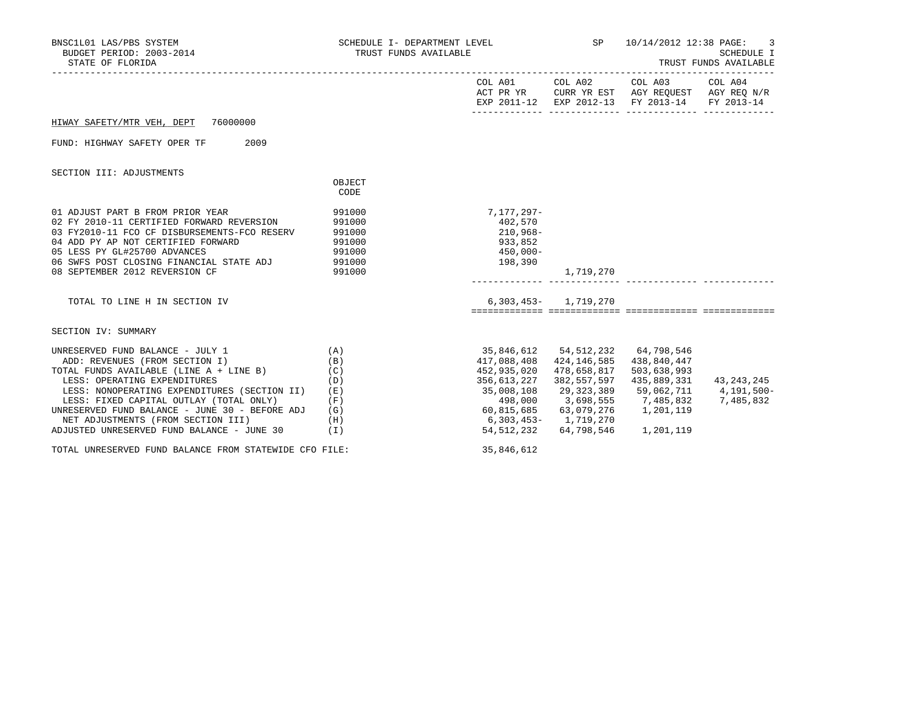BNSC1L01 LAS/PBS SYSTEM | SCHEDULE I- DEPARTMENT LEVEL | SP | 10/14/2012 12:38

BUDGET PERIOD: 2003-2014 | TRUST FUNDS AVAILABLE | SCHEDULE I

STATE OF FLORIDA | TRUST FUNDS AVAILABLE

HIWAY SAFETY/MTR VEH, DEPT 76000000

FUND: HIGHWAY SAFETY OPER TF 2009

## SECTION III: ADJUSTMENTS

| | OBJECT CODE | COL A01 ACT PR YR EXP 2011-12 | COL A02 CURR YR EST EXP 2012-13 | COL A03 AGY REQUEST FY 2013-14 | COL A04 AGY REQ N/R FY 2013-14 |
|---|---|---|---|---|---|
| 01 ADJUST PART B FROM PRIOR YEAR | 991000 | 7,177,297- | | | |
| 02 FY 2010-11 CERTIFIED FORWARD REVERSION | 991000 | 402,570 | | | |
| 03 FY2010-11 FCO CF DISBURSEMENTS-FCO RESERV | 991000 | 210,968- | | | |
| 04 ADD PY AP NOT CERTIFIED FORWARD | 991000 | 933,852 | | | |
| 05 LESS PY GL#25700 ADVANCES | 991000 | 450,000- | | | |
| 06 SWFS POST CLOSING FINANCIAL STATE ADJ | 991000 | 198,390 | | | |
| 08 SEPTEMBER 2012 REVERSION CF | 991000 | | 1,719,270 | | |
| TOTAL TO LINE H IN SECTION IV | | 6,303,453- | 1,719,270 | | |

## SECTION IV: SUMMARY

| | | COL A01 ACT PR YR EXP 2011-12 | COL A02 CURR YR EST EXP 2012-13 | COL A03 AGY REQUEST FY 2013-14 | COL A04 AGY REQ N/R FY 2013-14 |
|---|---|---|---|---|---|
| UNRESERVED FUND BALANCE - JULY 1 | (A) | 35,846,612 | 54,512,232 | 64,798,546 | |
| ADD: REVENUES (FROM SECTION I) | (B) | 417,088,408 | 424,146,585 | 438,840,447 | |
| TOTAL FUNDS AVAILABLE (LINE A + LINE B) | (C) | 452,935,020 | 478,658,817 | 503,638,993 | |
| LESS: OPERATING EXPENDITURES | (D) | 356,613,227 | 382,557,597 | 435,889,331 | 43,243,245 |
| LESS: NONOPERATING EXPENDITURES (SECTION II) | (E) | 35,008,108 | 29,323,389 | 59,062,711 | 4,191,500- |
| LESS: FIXED CAPITAL OUTLAY (TOTAL ONLY) | (F) | 498,000 | 3,698,555 | 7,485,832 | 7,485,832 |
| UNRESERVED FUND BALANCE - JUNE 30 - BEFORE ADJ | (G) | 60,815,685 | 63,079,276 | 1,201,119 | |
| NET ADJUSTMENTS (FROM SECTION III) | (H) | 6,303,453- | 1,719,270 | | |
| ADJUSTED UNRESERVED FUND BALANCE - JUNE 30 | (I) | 54,512,232 | 64,798,546 | 1,201,119 | |

TOTAL UNRESERVED FUND BALANCE FROM STATEWIDE CFO FILE: 35,846,612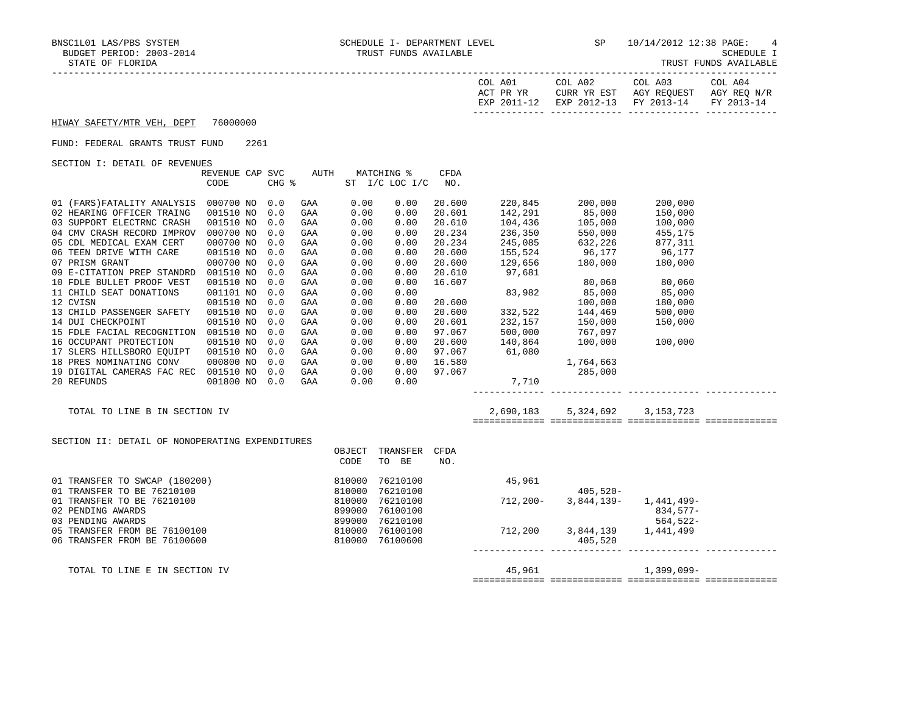BNSC1L01 LAS/PBS SYSTEM — SCHEDULE I- DEPARTMENT LEVEL — TRUST FUNDS AVAILABLE — SP 10/14/2012 12:38 PAGE: 4

BUDGET PERIOD: 2003-2014 — SCHEDULE I

STATE OF FLORIDA — TRUST FUNDS AVAILABLE

**HIWAY SAFETY/MTR VEH, DEPT 76000000**

FUND: FEDERAL GRANTS TRUST FUND 2261

SECTION I: DETAIL OF REVENUES

| | REVENUE CODE | CAP | SVC CHG % | AUTH | MATCHING % ST | I/C LOC I/C | CFDA NO. | COL A01 ACT PR YR EXP 2011-12 | COL A02 CURR YR EST EXP 2012-13 | COL A03 AGY REQUEST FY 2013-14 | COL A04 AGY REQ N/R FY 2013-14 |
|---|---|---|---|---|---|---|---|---|---|---|---|
| 01 (FARS)FATALITY ANALYSIS | 000700 | NO | 0.0 | GAA | 0.00 | 0.00 | 20.600 | 220,845 | 200,000 | 200,000 | |
| 02 HEARING OFFICER TRAING | 001510 | NO | 0.0 | GAA | 0.00 | 0.00 | 20.601 | 142,291 | 85,000 | 150,000 | |
| 03 SUPPORT ELECTRNC CRASH | 001510 | NO | 0.0 | GAA | 0.00 | 0.00 | 20.610 | 104,436 | 105,000 | 100,000 | |
| 04 CMV CRASH RECORD IMPROV | 000700 | NO | 0.0 | GAA | 0.00 | 0.00 | 20.234 | 236,350 | 550,000 | 455,175 | |
| 05 CDL MEDICAL EXAM CERT | 000700 | NO | 0.0 | GAA | 0.00 | 0.00 | 20.234 | 245,085 | 632,226 | 877,311 | |
| 06 TEEN DRIVE WITH CARE | 001510 | NO | 0.0 | GAA | 0.00 | 0.00 | 20.600 | 155,524 | 96,177 | 96,177 | |
| 07 PRISM GRANT | 000700 | NO | 0.0 | GAA | 0.00 | 0.00 | 20.600 | 129,656 | 180,000 | 180,000 | |
| 09 E-CITATION PREP STANDRD | 001510 | NO | 0.0 | GAA | 0.00 | 0.00 | 20.610 | 97,681 | | | |
| 10 FDLE BULLET PROOF VEST | 001510 | NO | 0.0 | GAA | 0.00 | 0.00 | 16.607 | | 80,060 | 80,060 | |
| 11 CHILD SEAT DONATIONS | 001101 | NO | 0.0 | GAA | 0.00 | 0.00 | | 83,982 | 85,000 | 85,000 | |
| 12 CVISN | 001510 | NO | 0.0 | GAA | 0.00 | 0.00 | 20.600 | | 100,000 | 180,000 | |
| 13 CHILD PASSENGER SAFETY | 001510 | NO | 0.0 | GAA | 0.00 | 0.00 | 20.600 | 332,522 | 144,469 | 500,000 | |
| 14 DUI CHECKPOINT | 001510 | NO | 0.0 | GAA | 0.00 | 0.00 | 20.601 | 232,157 | 150,000 | 150,000 | |
| 15 FDLE FACIAL RECOGNITION | 001510 | NO | 0.0 | GAA | 0.00 | 0.00 | 97.067 | 500,000 | 767,097 | | |
| 16 OCCUPANT PROTECTION | 001510 | NO | 0.0 | GAA | 0.00 | 0.00 | 20.600 | 140,864 | 100,000 | 100,000 | |
| 17 SLERS HILLSBORO EQUIPT | 001510 | NO | 0.0 | GAA | 0.00 | 0.00 | 97.067 | 61,080 | | | |
| 18 PRES NOMINATING CONV | 000800 | NO | 0.0 | GAA | 0.00 | 0.00 | 16.580 | | 1,764,663 | | |
| 19 DIGITAL CAMERAS FAC REC | 001510 | NO | 0.0 | GAA | 0.00 | 0.00 | 97.067 | | 285,000 | | |
| 20 REFUNDS | 001800 | NO | 0.0 | GAA | 0.00 | 0.00 | | 7,710 | | | |
| TOTAL TO LINE B IN SECTION IV | | | | | | | | 2,690,183 | 5,324,692 | 3,153,723 | |

SECTION II: DETAIL OF NONOPERATING EXPENDITURES

| | OBJECT CODE | TRANSFER TO BE | CFDA NO. | COL A01 ACT PR YR EXP 2011-12 | COL A02 CURR YR EST EXP 2012-13 | COL A03 AGY REQUEST FY 2013-14 | COL A04 AGY REQ N/R FY 2013-14 |
|---|---|---|---|---|---|---|---|
| 01 TRANSFER TO SWCAP (180200) | 810000 | 76210100 | | 45,961 | | | |
| 01 TRANSFER TO BE 76210100 | 810000 | 76210100 | | | 405,520- | | |
| 01 TRANSFER TO BE 76210100 | 810000 | 76210100 | | 712,200- | 3,844,139- | 1,441,499- | |
| 02 PENDING AWARDS | 899000 | 76100100 | | | | 834,577- | |
| 03 PENDING AWARDS | 899000 | 76210100 | | | | 564,522- | |
| 05 TRANSFER FROM BE 76100100 | 810000 | 76100100 | | 712,200 | 3,844,139 | 1,441,499 | |
| 06 TRANSFER FROM BE 76100600 | 810000 | 76100600 | | | 405,520 | | |
| TOTAL TO LINE E IN SECTION IV | | | | 45,961 | | 1,399,099- | |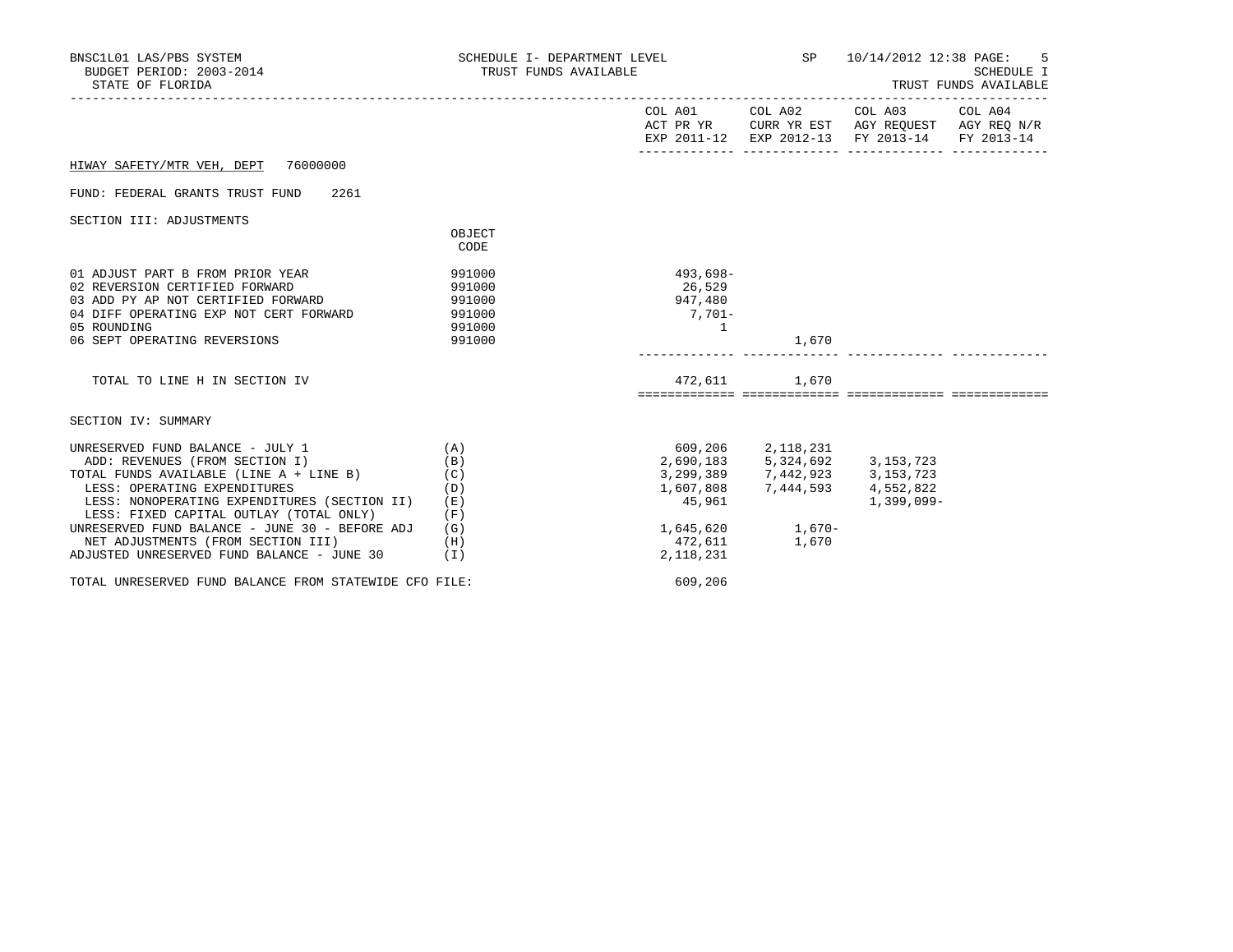BNSC1L01 LAS/PBS SYSTEM
BUDGET PERIOD: 2003-2014
STATE OF FLORIDA

SCHEDULE I- DEPARTMENT LEVEL
TRUST FUNDS AVAILABLE

SP 10/14/2012 12:38

SCHEDULE I
TRUST FUNDS AVAILABLE

HIWAY SAFETY/MTR VEH, DEPT 76000000

FUND: FEDERAL GRANTS TRUST FUND 2261

SECTION III: ADJUSTMENTS

| | OBJECT CODE | COL A01 ACT PR YR EXP 2011-12 | COL A02 CURR YR EST EXP 2012-13 | COL A03 AGY REQUEST FY 2013-14 | COL A04 AGY REQ N/R FY 2013-14 |
|---|---|---|---|---|---|
| 01 ADJUST PART B FROM PRIOR YEAR | 991000 | 493,698- | | | |
| 02 REVERSION CERTIFIED FORWARD | 991000 | 26,529 | | | |
| 03 ADD PY AP NOT CERTIFIED FORWARD | 991000 | 947,480 | | | |
| 04 DIFF OPERATING EXP NOT CERT FORWARD | 991000 | 7,701- | | | |
| 05 ROUNDING | 991000 | 1 | | | |
| 06 SEPT OPERATING REVERSIONS | 991000 | | 1,670 | | |
| TOTAL TO LINE H IN SECTION IV | | 472,611 | 1,670 | | |

SECTION IV: SUMMARY

| | | COL A01 ACT PR YR EXP 2011-12 | COL A02 CURR YR EST EXP 2012-13 | COL A03 AGY REQUEST FY 2013-14 | COL A04 AGY REQ N/R FY 2013-14 |
|---|---|---|---|---|---|
| UNRESERVED FUND BALANCE - JULY 1 | (A) | 609,206 | 2,118,231 | | |
| ADD: REVENUES (FROM SECTION I) | (B) | 2,690,183 | 5,324,692 | 3,153,723 | |
| TOTAL FUNDS AVAILABLE (LINE A + LINE B) | (C) | 3,299,389 | 7,442,923 | 3,153,723 | |
| LESS: OPERATING EXPENDITURES | (D) | 1,607,808 | 7,444,593 | 4,552,822 | |
| LESS: NONOPERATING EXPENDITURES (SECTION II) | (E) | 45,961 | | 1,399,099- | |
| LESS: FIXED CAPITAL OUTLAY (TOTAL ONLY) | (F) | | | | |
| UNRESERVED FUND BALANCE - JUNE 30 - BEFORE ADJ | (G) | 1,645,620 | 1,670- | | |
| NET ADJUSTMENTS (FROM SECTION III) | (H) | 472,611 | 1,670 | | |
| ADJUSTED UNRESERVED FUND BALANCE - JUNE 30 | (I) | 2,118,231 | | | |

TOTAL UNRESERVED FUND BALANCE FROM STATEWIDE CFO FILE: 609,206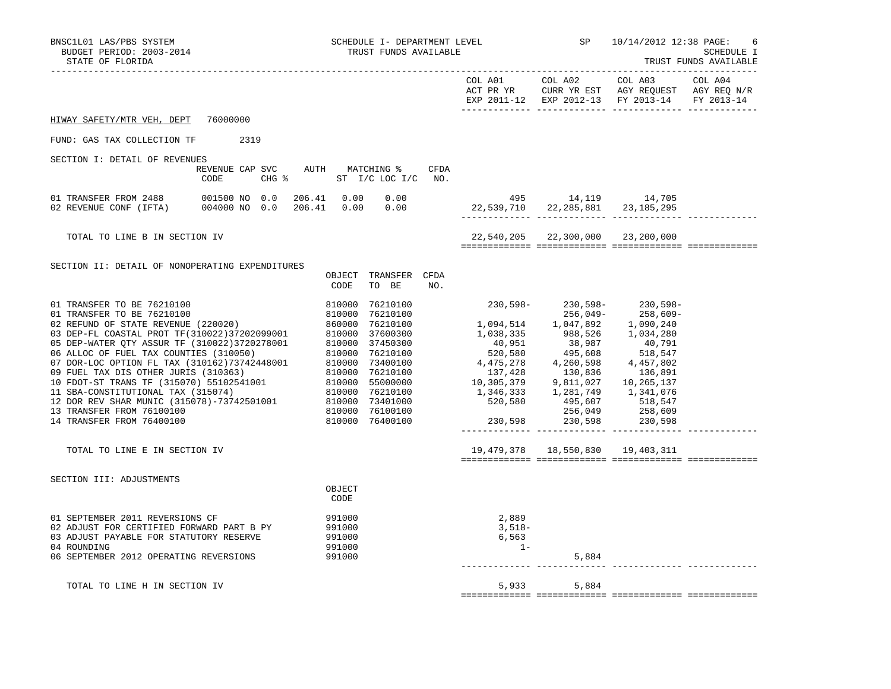BNSC1L01 LAS/PBS SYSTEM — SCHEDULE I- DEPARTMENT LEVEL — SP 10/14/2012 12:38 PAGE: 6
BUDGET PERIOD: 2003-2014 — TRUST FUNDS AVAILABLE — SCHEDULE I
STATE OF FLORIDA — TRUST FUNDS AVAILABLE

HIWAY SAFETY/MTR VEH, DEPT 76000000

FUND: GAS TAX COLLECTION TF 2319

SECTION I: DETAIL OF REVENUES

| | REVENUE CODE | CAP SVC CHG % | AUTH | MATCHING % ST I/C | LOC I/C | CFDA NO. | COL A01 ACT PR YR EXP 2011-12 | COL A02 CURR YR EST EXP 2012-13 | COL A03 AGY REQUEST FY 2013-14 | COL A04 AGY REQ N/R FY 2013-14 |
|---|---|---|---|---|---|---|---|---|---|---|
| 01 TRANSFER FROM 2488 | 001500 | NO 0.0 | 206.41 | 0.00 | 0.00 | | 495 | 14,119 | 14,705 | |
| 02 REVENUE CONF (IFTA) | 004000 | NO 0.0 | 206.41 | 0.00 | 0.00 | | 22,539,710 | 22,285,881 | 23,185,295 | |
| TOTAL TO LINE B IN SECTION IV | | | | | | | 22,540,205 | 22,300,000 | 23,200,000 | |

SECTION II: DETAIL OF NONOPERATING EXPENDITURES

| | OBJECT CODE | TRANSFER TO BE | CFDA NO. | COL A01 | COL A02 | COL A03 | COL A04 |
|---|---|---|---|---|---|---|---|
| 01 TRANSFER TO BE 76210100 | 810000 | 76210100 | | 230,598- | 230,598- | 230,598- | |
| 01 TRANSFER TO BE 76210100 | 810000 | 76210100 | | | 256,049- | 258,609- | |
| 02 REFUND OF STATE REVENUE (220020) | 860000 | 76210100 | | 1,094,514 | 1,047,892 | 1,090,240 | |
| 03 DEP-FL COASTAL PROT TF(310022)37202099001 | 810000 | 37600300 | | 1,038,335 | 988,526 | 1,034,280 | |
| 05 DEP-WATER QTY ASSUR TF (310022)3720278001 | 810000 | 37450300 | | 40,951 | 38,987 | 40,791 | |
| 06 ALLOC OF FUEL TAX COUNTIES (310050) | 810000 | 76210100 | | 520,580 | 495,608 | 518,547 | |
| 07 DOR-LOC OPTION FL TAX (310162)73742448001 | 810000 | 73400100 | | 4,475,278 | 4,260,598 | 4,457,802 | |
| 09 FUEL TAX DIS OTHER JURIS (310363) | 810000 | 76210100 | | 137,428 | 130,836 | 136,891 | |
| 10 FDOT-ST TRANS TF (315070) 55102541001 | 810000 | 55000000 | | 10,305,379 | 9,811,027 | 10,265,137 | |
| 11 SBA-CONSTITUTIONAL TAX (315074) | 810000 | 76210100 | | 1,346,333 | 1,281,749 | 1,341,076 | |
| 12 DOR REV SHAR MUNIC (315078)-73742501001 | 810000 | 73401000 | | 520,580 | 495,607 | 518,547 | |
| 13 TRANSFER FROM 76100100 | 810000 | 76100100 | | | 256,049 | 258,609 | |
| 14 TRANSFER FROM 76400100 | 810000 | 76400100 | | 230,598 | 230,598 | 230,598 | |
| TOTAL TO LINE E IN SECTION IV | | | | 19,479,378 | 18,550,830 | 19,403,311 | |

SECTION III: ADJUSTMENTS

| | OBJECT CODE | COL A01 | COL A02 | COL A03 | COL A04 |
|---|---|---|---|---|---|
| 01 SEPTEMBER 2011 REVERSIONS CF | 991000 | 2,889 | | | |
| 02 ADJUST FOR CERTIFIED FORWARD PART B PY | 991000 | 3,518- | | | |
| 03 ADJUST PAYABLE FOR STATUTORY RESERVE | 991000 | 6,563 | | | |
| 04 ROUNDING | 991000 | 1- | | | |
| 06 SEPTEMBER 2012 OPERATING REVERSIONS | 991000 | | 5,884 | | |
| TOTAL TO LINE H IN SECTION IV | | 5,933 | 5,884 | | |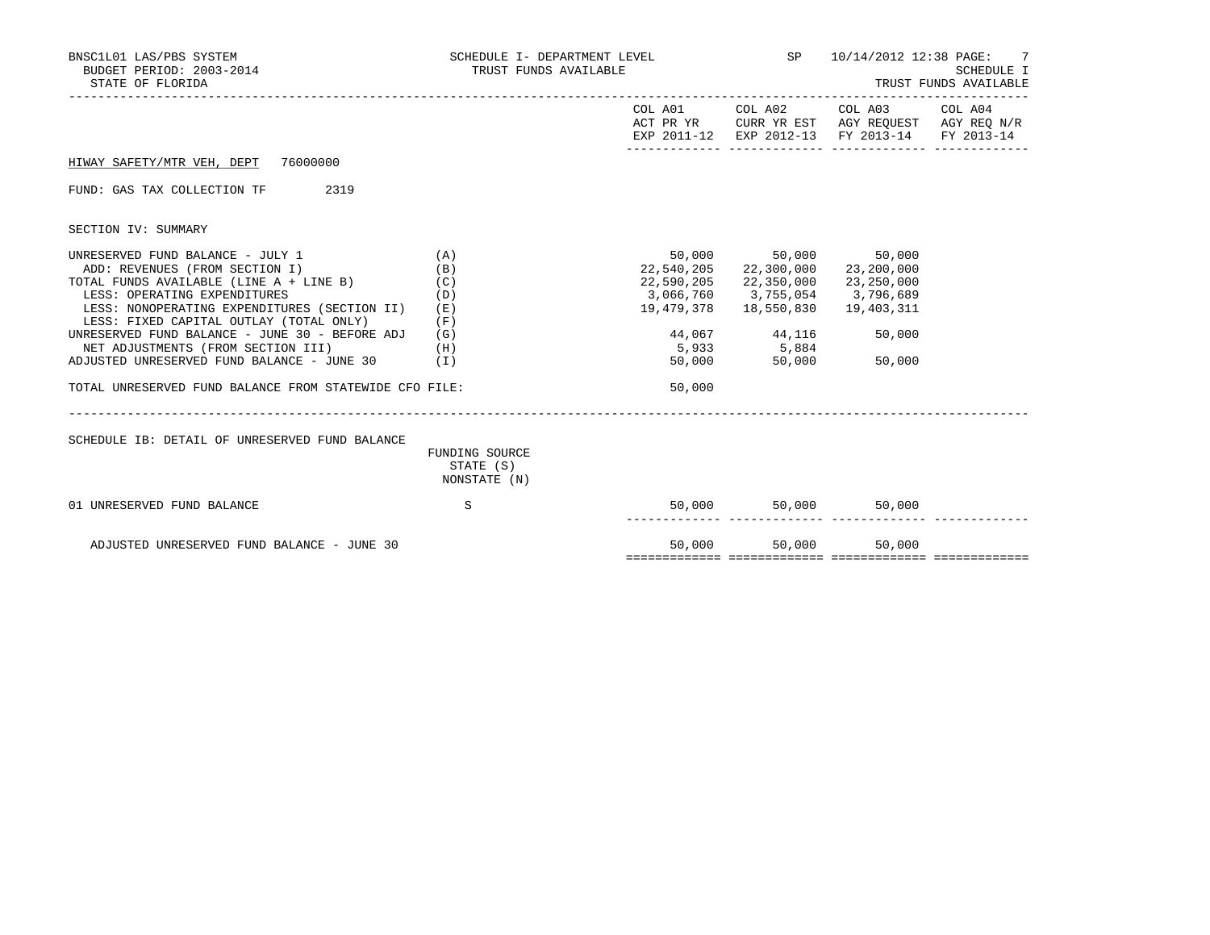BNSC1L01 LAS/PBS SYSTEM — SCHEDULE I- DEPARTMENT LEVEL — TRUST FUNDS AVAILABLE — SP 10/14/2012 12:38

BUDGET PERIOD: 2003-2014

STATE OF FLORIDA

SCHEDULE I — TRUST FUNDS AVAILABLE

HIWAY SAFETY/MTR VEH, DEPT 76000000

FUND: GAS TAX COLLECTION TF 2319

SECTION IV: SUMMARY

| | | COL A01 ACT PR YR EXP 2011-12 | COL A02 CURR YR EST EXP 2012-13 | COL A03 AGY REQUEST FY 2013-14 | COL A04 AGY REQ N/R FY 2013-14 |
|---|---|---|---|---|---|
| UNRESERVED FUND BALANCE - JULY 1 | (A) | 50,000 | 50,000 | 50,000 | |
| ADD: REVENUES (FROM SECTION I) | (B) | 22,540,205 | 22,300,000 | 23,200,000 | |
| TOTAL FUNDS AVAILABLE (LINE A + LINE B) | (C) | 22,590,205 | 22,350,000 | 23,250,000 | |
| LESS: OPERATING EXPENDITURES | (D) | 3,066,760 | 3,755,054 | 3,796,689 | |
| LESS: NONOPERATING EXPENDITURES (SECTION II) | (E) | 19,479,378 | 18,550,830 | 19,403,311 | |
| LESS: FIXED CAPITAL OUTLAY (TOTAL ONLY) | (F) | | | | |
| UNRESERVED FUND BALANCE - JUNE 30 - BEFORE ADJ | (G) | 44,067 | 44,116 | 50,000 | |
| NET ADJUSTMENTS (FROM SECTION III) | (H) | 5,933 | 5,884 | | |
| ADJUSTED UNRESERVED FUND BALANCE - JUNE 30 | (I) | 50,000 | 50,000 | 50,000 | |
| TOTAL UNRESERVED FUND BALANCE FROM STATEWIDE CFO FILE: | | 50,000 | | | |

SCHEDULE IB: DETAIL OF UNRESERVED FUND BALANCE

| | FUNDING SOURCE STATE (S) NONSTATE (N) | COL A01 | COL A02 | COL A03 | COL A04 |
|---|---|---|---|---|---|
| 01 UNRESERVED FUND BALANCE | S | 50,000 | 50,000 | 50,000 | |
| ADJUSTED UNRESERVED FUND BALANCE - JUNE 30 | | 50,000 | 50,000 | 50,000 | |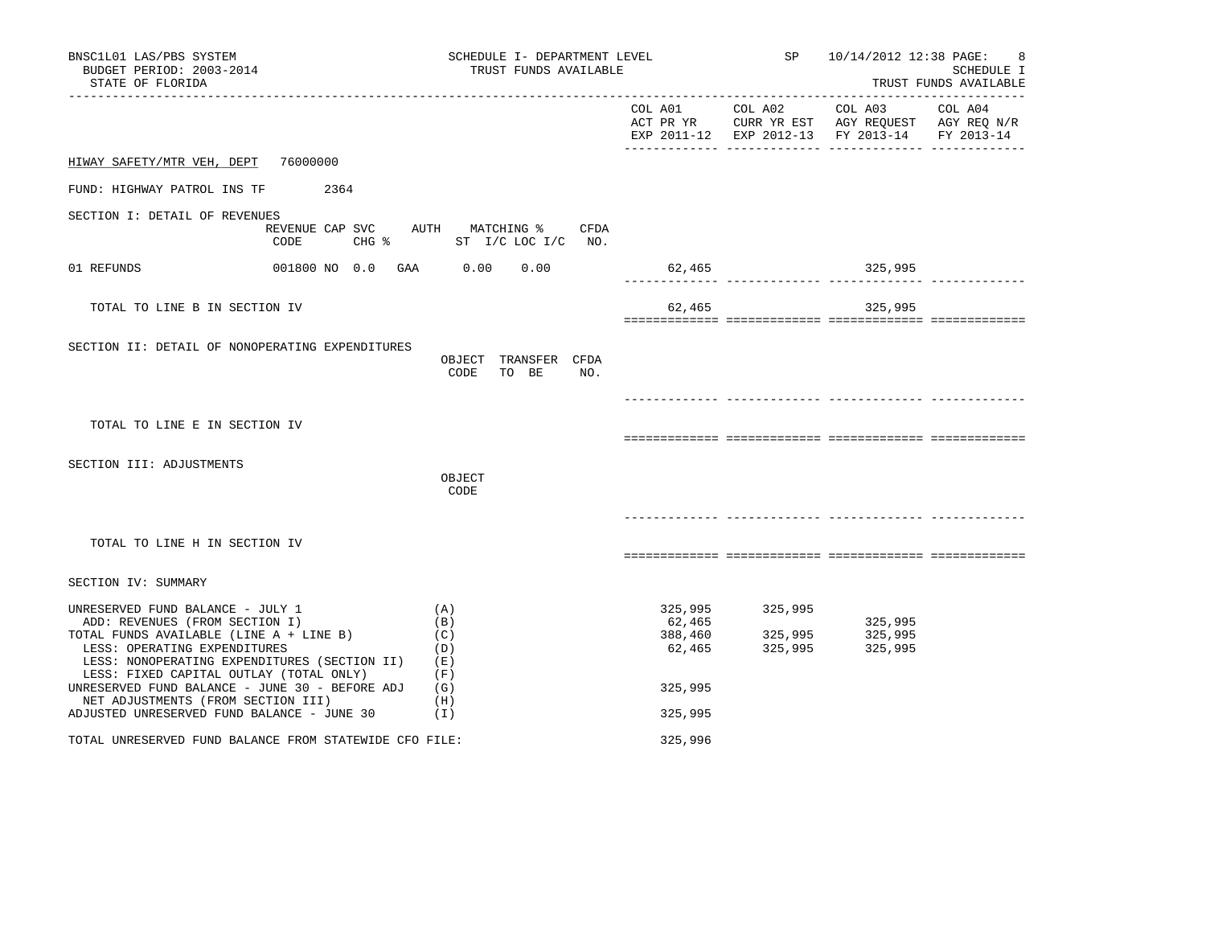BNSC1L01 LAS/PBS SYSTEM — SCHEDULE I- DEPARTMENT LEVEL — TRUST FUNDS AVAILABLE — SP 10/14/2012 12:38 PAGE: 8

BUDGET PERIOD: 2003-2014 — SCHEDULE I

STATE OF FLORIDA — TRUST FUNDS AVAILABLE

HIWAY SAFETY/MTR VEH, DEPT 76000000

FUND: HIGHWAY PATROL INS TF 2364

## SECTION I: DETAIL OF REVENUES

| | REVENUE CODE | CAP SVC CHG % | AUTH | MATCHING % ST I/C | LOC I/C | CFDA NO. | COL A01 ACT PR YR EXP 2011-12 | COL A02 CURR YR EST EXP 2012-13 | COL A03 AGY REQUEST FY 2013-14 | COL A04 AGY REQ N/R FY 2013-14 |
|---|---|---|---|---|---|---|---|---|---|---|
| 01 REFUNDS | 001800 NO | 0.0 | GAA | 0.00 | 0.00 | | 62,465 | | 325,995 | |
| TOTAL TO LINE B IN SECTION IV | | | | | | | 62,465 | | 325,995 | |

## SECTION II: DETAIL OF NONOPERATING EXPENDITURES

| | OBJECT CODE | TRANSFER TO BE | CFDA NO. | COL A01 | COL A02 | COL A03 | COL A04 |
|---|---|---|---|---|---|---|---|
| TOTAL TO LINE E IN SECTION IV | | | | | | | |

## SECTION III: ADJUSTMENTS

| | OBJECT CODE | COL A01 | COL A02 | COL A03 | COL A04 |
|---|---|---|---|---|---|
| TOTAL TO LINE H IN SECTION IV | | | | | |

## SECTION IV: SUMMARY

| | | COL A01 | COL A02 | COL A03 | COL A04 |
|---|---|---|---|---|---|
| UNRESERVED FUND BALANCE - JULY 1 | (A) | 325,995 | 325,995 | | |
| ADD: REVENUES (FROM SECTION I) | (B) | 62,465 | | 325,995 | |
| TOTAL FUNDS AVAILABLE (LINE A + LINE B) | (C) | 388,460 | 325,995 | 325,995 | |
| LESS: OPERATING EXPENDITURES | (D) | 62,465 | 325,995 | 325,995 | |
| LESS: NONOPERATING EXPENDITURES (SECTION II) | (E) | | | | |
| LESS: FIXED CAPITAL OUTLAY (TOTAL ONLY) | (F) | | | | |
| UNRESERVED FUND BALANCE - JUNE 30 - BEFORE ADJ | (G) | 325,995 | | | |
| NET ADJUSTMENTS (FROM SECTION III) | (H) | | | | |
| ADJUSTED UNRESERVED FUND BALANCE - JUNE 30 | (I) | 325,995 | | | |
| TOTAL UNRESERVED FUND BALANCE FROM STATEWIDE CFO FILE: | | 325,996 | | | |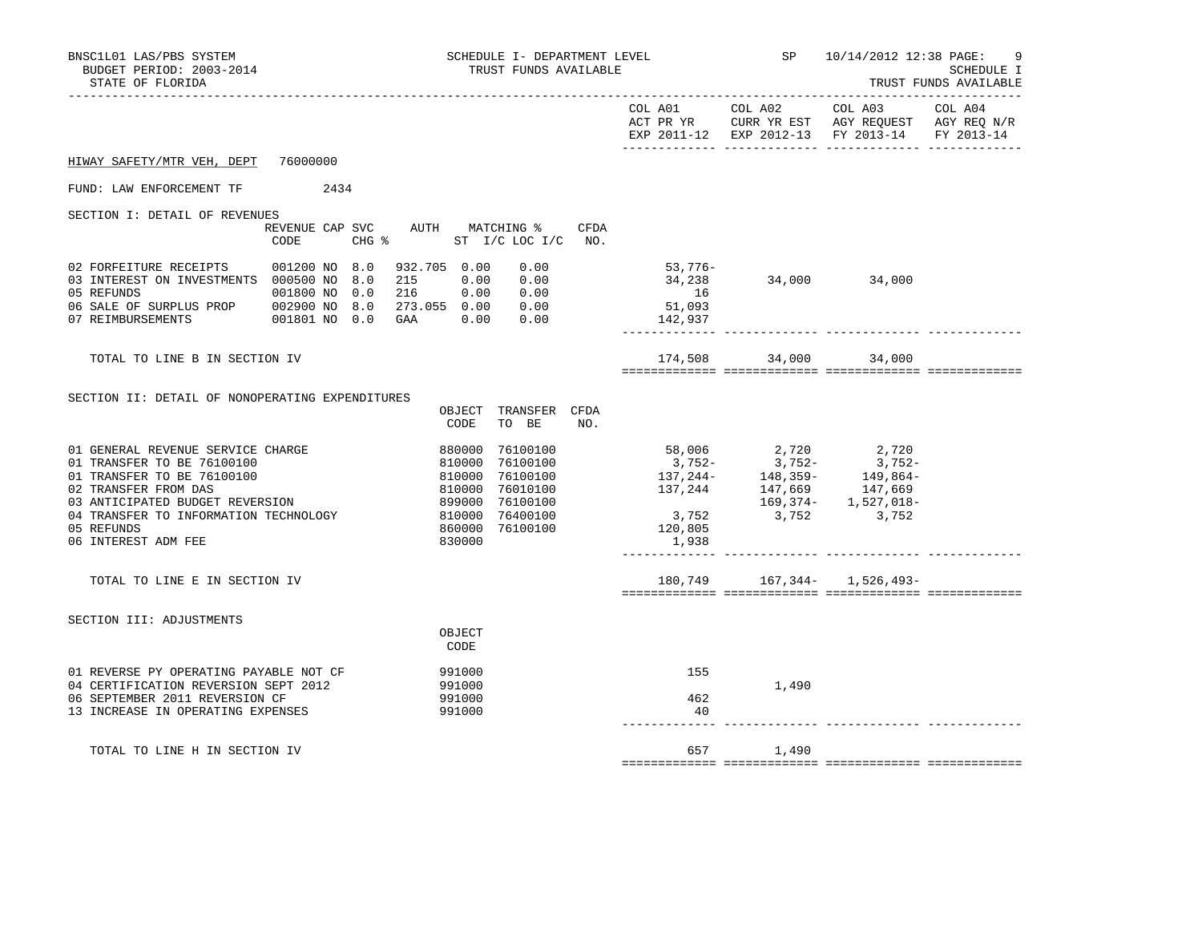HIWAY SAFETY/MTR VEH, DEPT 76000000

FUND: LAW ENFORCEMENT TF 2434

SECTION I: DETAIL OF REVENUES

| | REVENUE CODE | CAP | SVC CHG % | AUTH | MATCHING % ST I/C | LOC I/C | CFDA NO. | COL A01 ACT PR YR EXP 2011-12 | COL A02 CURR YR EST EXP 2012-13 | COL A03 AGY REQUEST FY 2013-14 | COL A04 AGY REQ N/R FY 2013-14 |
|---|---|---|---|---|---|---|---|---|---|---|---|
| 02 FORFEITURE RECEIPTS | 001200 | NO | 8.0 | 932.705 | 0.00 | 0.00 | | 53,776- | | | |
| 03 INTEREST ON INVESTMENTS | 000500 | NO | 8.0 | 215 | 0.00 | 0.00 | | 34,238 | 34,000 | 34,000 | |
| 05 REFUNDS | 001800 | NO | 0.0 | 216 | 0.00 | 0.00 | | 16 | | | |
| 06 SALE OF SURPLUS PROP | 002900 | NO | 8.0 | 273.055 | 0.00 | 0.00 | | 51,093 | | | |
| 07 REIMBURSEMENTS | 001801 | NO | 0.0 | GAA | 0.00 | 0.00 | | 142,937 | | | |
| TOTAL TO LINE B IN SECTION IV | | | | | | | | 174,508 | 34,000 | 34,000 | |

SECTION II: DETAIL OF NONOPERATING EXPENDITURES

| | OBJECT CODE | TRANSFER TO BE | CFDA NO. | COL A01 ACT PR YR EXP 2011-12 | COL A02 CURR YR EST EXP 2012-13 | COL A03 AGY REQUEST FY 2013-14 | COL A04 AGY REQ N/R FY 2013-14 |
|---|---|---|---|---|---|---|---|
| 01 GENERAL REVENUE SERVICE CHARGE | 880000 | 76100100 | | 58,006 | 2,720 | 2,720 | |
| 01 TRANSFER TO BE 76100100 | 810000 | 76100100 | | 3,752- | 3,752- | 3,752- | |
| 01 TRANSFER TO BE 76100100 | 810000 | 76100100 | | 137,244- | 148,359- | 149,864- | |
| 02 TRANSFER FROM DAS | 810000 | 76010100 | | 137,244 | 147,669 | 147,669 | |
| 03 ANTICIPATED BUDGET REVERSION | 899000 | 76100100 | | | 169,374- | 1,527,018- | |
| 04 TRANSFER TO INFORMATION TECHNOLOGY | 810000 | 76400100 | | 3,752 | 3,752 | 3,752 | |
| 05 REFUNDS | 860000 | 76100100 | | 120,805 | | | |
| 06 INTEREST ADM FEE | 830000 | | | 1,938 | | | |
| TOTAL TO LINE E IN SECTION IV | | | | 180,749 | 167,344- | 1,526,493- | |

SECTION III: ADJUSTMENTS

| | OBJECT CODE | COL A01 ACT PR YR EXP 2011-12 | COL A02 CURR YR EST EXP 2012-13 | COL A03 AGY REQUEST FY 2013-14 | COL A04 AGY REQ N/R FY 2013-14 |
|---|---|---|---|---|---|
| 01 REVERSE PY OPERATING PAYABLE NOT CF | 991000 | 155 | | | |
| 04 CERTIFICATION REVERSION SEPT 2012 | 991000 | | 1,490 | | |
| 06 SEPTEMBER 2011 REVERSION CF | 991000 | 462 | | | |
| 13 INCREASE IN OPERATING EXPENSES | 991000 | 40 | | | |
| TOTAL TO LINE H IN SECTION IV | | 657 | 1,490 | | |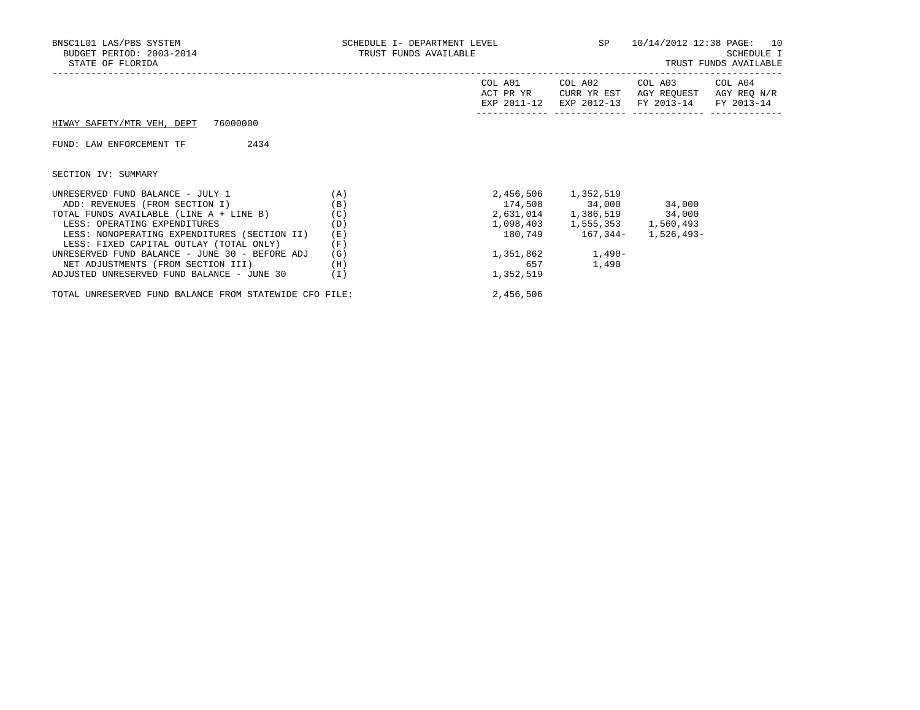BNSC1L01 LAS/PBS SYSTEM — SCHEDULE I- DEPARTMENT LEVEL — SP — 10/14/2012 12:38 PAGE: 10
BUDGET PERIOD: 2003-2014 — TRUST FUNDS AVAILABLE — SCHEDULE I
STATE OF FLORIDA — TRUST FUNDS AVAILABLE

HIWAY SAFETY/MTR VEH, DEPT 76000000

FUND: LAW ENFORCEMENT TF 2434

SECTION IV: SUMMARY

| | | COL A01 ACT PR YR EXP 2011-12 | COL A02 CURR YR EST EXP 2012-13 | COL A03 AGY REQUEST FY 2013-14 | COL A04 AGY REQ N/R FY 2013-14 |
|---|---|---|---|---|---|
| UNRESERVED FUND BALANCE - JULY 1 | (A) | 2,456,506 | 1,352,519 | | |
| ADD: REVENUES (FROM SECTION I) | (B) | 174,508 | 34,000 | 34,000 | |
| TOTAL FUNDS AVAILABLE (LINE A + LINE B) | (C) | 2,631,014 | 1,386,519 | 34,000 | |
| LESS: OPERATING EXPENDITURES | (D) | 1,098,403 | 1,555,353 | 1,560,493 | |
| LESS: NONOPERATING EXPENDITURES (SECTION II) | (E) | 180,749 | 167,344- | 1,526,493- | |
| LESS: FIXED CAPITAL OUTLAY (TOTAL ONLY) | (F) | | | | |
| UNRESERVED FUND BALANCE - JUNE 30 - BEFORE ADJ | (G) | 1,351,862 | 1,490- | | |
| NET ADJUSTMENTS (FROM SECTION III) | (H) | 657 | 1,490 | | |
| ADJUSTED UNRESERVED FUND BALANCE - JUNE 30 | (I) | 1,352,519 | | | |
| TOTAL UNRESERVED FUND BALANCE FROM STATEWIDE CFO FILE: | | 2,456,506 | | | |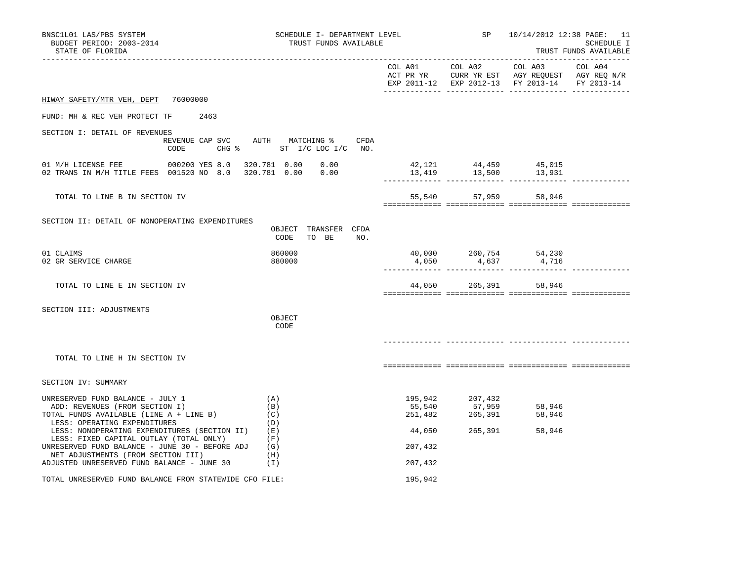BNSC1L01 LAS/PBS SYSTEM
BUDGET PERIOD: 2003-2014
STATE OF FLORIDA

SCHEDULE I- DEPARTMENT LEVEL
TRUST FUNDS AVAILABLE

SP 10/14/2012 12:38

SCHEDULE I
TRUST FUNDS AVAILABLE

| | COL A01 ACT PR YR EXP 2011-12 | COL A02 CURR YR EST EXP 2012-13 | COL A03 AGY REQUEST FY 2013-14 | COL A04 AGY REQ N/R FY 2013-14 |
|---|---|---|---|---|

HIWAY SAFETY/MTR VEH, DEPT 76000000

FUND: MH & REC VEH PROTECT TF 2463

SECTION I: DETAIL OF REVENUES

| | REVENUE CODE | CAP SVC CHG % | AUTH ST | MATCHING % I/C LOC I/C | CFDA NO. | COL A01 | COL A02 | COL A03 | COL A04 |
|---|---|---|---|---|---|---|---|---|---|
| 01 M/H LICENSE FEE | 000200 | YES 8.0 | 320.781 | 0.00 0.00 | | 42,121 | 44,459 | 45,015 | |
| 02 TRANS IN M/H TITLE FEES | 001520 | NO 8.0 | 320.781 | 0.00 0.00 | | 13,419 | 13,500 | 13,931 | |
| TOTAL TO LINE B IN SECTION IV | | | | | | 55,540 | 57,959 | 58,946 | |

SECTION II: DETAIL OF NONOPERATING EXPENDITURES

| | OBJECT CODE | TRANSFER TO BE | CFDA NO. | COL A01 | COL A02 | COL A03 | COL A04 |
|---|---|---|---|---|---|---|---|
| 01 CLAIMS | 860000 | | | 40,000 | 260,754 | 54,230 | |
| 02 GR SERVICE CHARGE | 880000 | | | 4,050 | 4,637 | 4,716 | |
| TOTAL TO LINE E IN SECTION IV | | | | 44,050 | 265,391 | 58,946 | |

SECTION III: ADJUSTMENTS

| | OBJECT CODE | COL A01 | COL A02 | COL A03 | COL A04 |
|---|---|---|---|---|---|
| TOTAL TO LINE H IN SECTION IV | | | | | |

SECTION IV: SUMMARY

| | | COL A01 | COL A02 | COL A03 | COL A04 |
|---|---|---|---|---|---|
| UNRESERVED FUND BALANCE - JULY 1 | (A) | 195,942 | 207,432 | | |
| ADD: REVENUES (FROM SECTION I) | (B) | 55,540 | 57,959 | 58,946 | |
| TOTAL FUNDS AVAILABLE (LINE A + LINE B) | (C) | 251,482 | 265,391 | 58,946 | |
| LESS: OPERATING EXPENDITURES | (D) | | | | |
| LESS: NONOPERATING EXPENDITURES (SECTION II) | (E) | 44,050 | 265,391 | 58,946 | |
| LESS: FIXED CAPITAL OUTLAY (TOTAL ONLY) | (F) | | | | |
| UNRESERVED FUND BALANCE - JUNE 30 - BEFORE ADJ | (G) | 207,432 | | | |
| NET ADJUSTMENTS (FROM SECTION III) | (H) | | | | |
| ADJUSTED UNRESERVED FUND BALANCE - JUNE 30 | (I) | 207,432 | | | |
| TOTAL UNRESERVED FUND BALANCE FROM STATEWIDE CFO FILE: | | 195,942 | | | |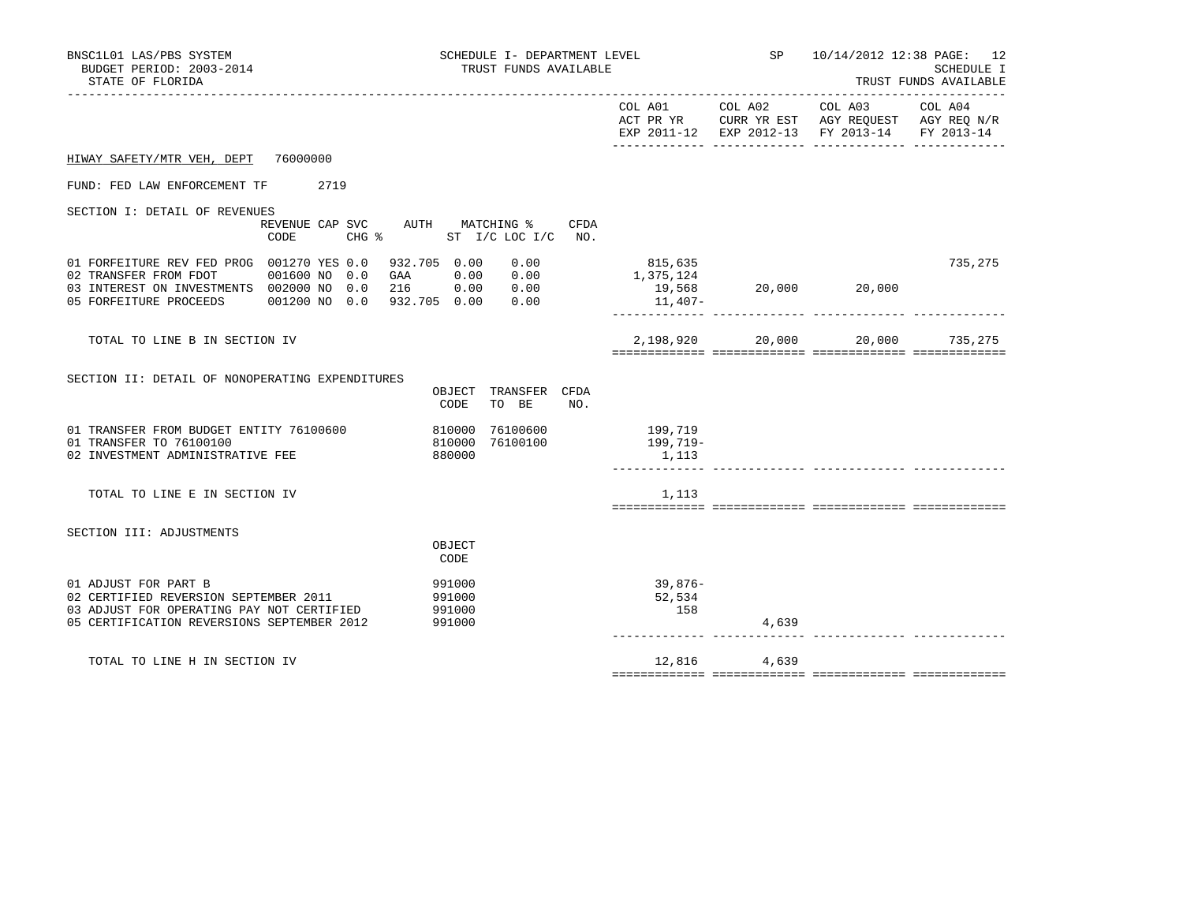BNSC1L01 LAS/PBS SYSTEM
BUDGET PERIOD: 2003-2014
STATE OF FLORIDA

SCHEDULE I- DEPARTMENT LEVEL
TRUST FUNDS AVAILABLE

SP 10/14/2012 12:38 PAGE: 12
SCHEDULE I
TRUST FUNDS AVAILABLE

HIWAY SAFETY/MTR VEH, DEPT 76000000

FUND: FED LAW ENFORCEMENT TF 2719

## SECTION I: DETAIL OF REVENUES

| | REVENUE CODE | CAP | SVC CHG % | AUTH | MATCHING % ST I/C | LOC I/C | CFDA NO. | COL A01 ACT PR YR EXP 2011-12 | COL A02 CURR YR EST EXP 2012-13 | COL A03 AGY REQUEST FY 2013-14 | COL A04 AGY REQ N/R FY 2013-14 |
|---|---|---|---|---|---|---|---|---|---|---|---|
| 01 FORFEITURE REV FED PROG | 001270 | YES | 0.0 | 932.705 | 0.00 | 0.00 | | 815,635 | | | 735,275 |
| 02 TRANSFER FROM FDOT | 001600 | NO | 0.0 | GAA | 0.00 | 0.00 | | 1,375,124 | | | |
| 03 INTEREST ON INVESTMENTS | 002000 | NO | 0.0 | 216 | 0.00 | 0.00 | | 19,568 | 20,000 | 20,000 | |
| 05 FORFEITURE PROCEEDS | 001200 | NO | 0.0 | 932.705 | 0.00 | 0.00 | | 11,407- | | | |
| TOTAL TO LINE B IN SECTION IV | | | | | | | | 2,198,920 | 20,000 | 20,000 | 735,275 |

## SECTION II: DETAIL OF NONOPERATING EXPENDITURES

| | OBJECT CODE | TRANSFER TO BE | CFDA NO. | COL A01 | COL A02 | COL A03 | COL A04 |
|---|---|---|---|---|---|---|---|
| 01 TRANSFER FROM BUDGET ENTITY 76100600 | 810000 | 76100600 | | 199,719 | | | |
| 01 TRANSFER TO 76100100 | 810000 | 76100100 | | 199,719- | | | |
| 02 INVESTMENT ADMINISTRATIVE FEE | 880000 | | | 1,113 | | | |
| TOTAL TO LINE E IN SECTION IV | | | | 1,113 | | | |

## SECTION III: ADJUSTMENTS

| | OBJECT CODE | COL A01 | COL A02 | COL A03 | COL A04 |
|---|---|---|---|---|---|
| 01 ADJUST FOR PART B | 991000 | 39,876- | | | |
| 02 CERTIFIED REVERSION SEPTEMBER 2011 | 991000 | 52,534 | | | |
| 03 ADJUST FOR OPERATING PAY NOT CERTIFIED | 991000 | 158 | | | |
| 05 CERTIFICATION REVERSIONS SEPTEMBER 2012 | 991000 | | 4,639 | | |
| TOTAL TO LINE H IN SECTION IV | | 12,816 | 4,639 | | |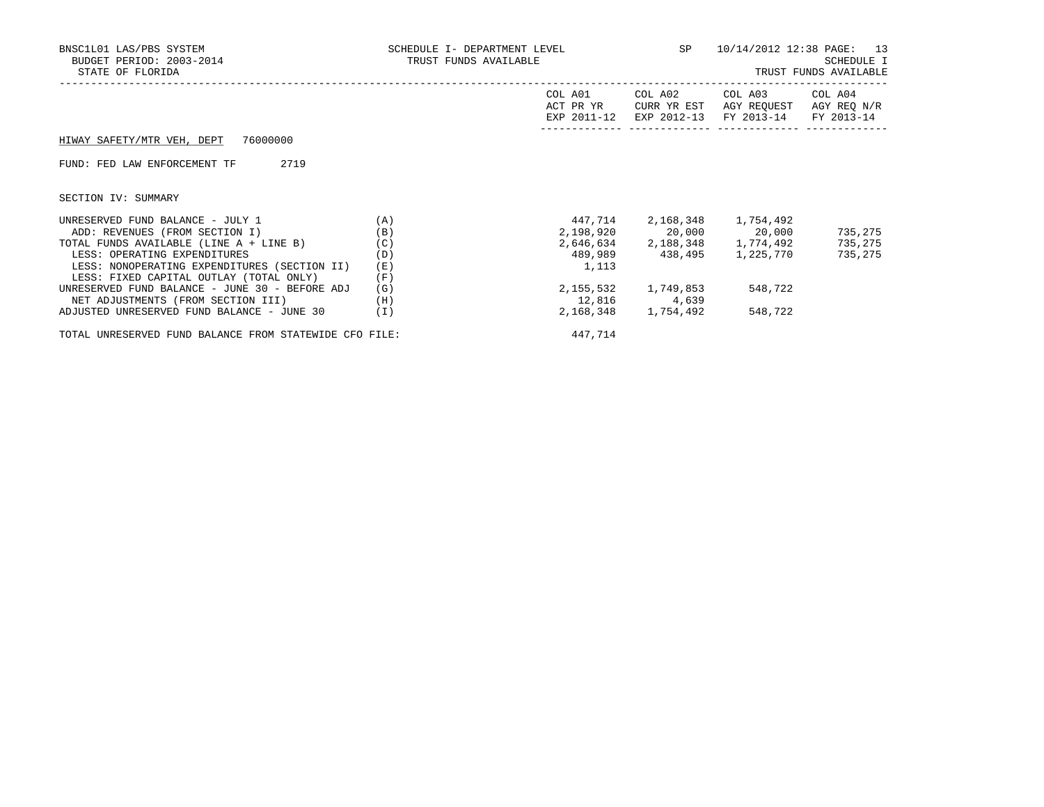BNSC1L01 LAS/PBS SYSTEM
BUDGET PERIOD: 2003-2014
STATE OF FLORIDA

SCHEDULE I- DEPARTMENT LEVEL
TRUST FUNDS AVAILABLE

SP 10/14/2012 12:38

SCHEDULE I
TRUST FUNDS AVAILABLE

HIWAY SAFETY/MTR VEH, DEPT 76000000

FUND: FED LAW ENFORCEMENT TF 2719

SECTION IV: SUMMARY

| | | COL A01 ACT PR YR EXP 2011-12 | COL A02 CURR YR EST EXP 2012-13 | COL A03 AGY REQUEST FY 2013-14 | COL A04 AGY REQ N/R FY 2013-14 |
|---|---|---|---|---|---|
| UNRESERVED FUND BALANCE - JULY 1 | (A) | 447,714 | 2,168,348 | 1,754,492 | |
| ADD: REVENUES (FROM SECTION I) | (B) | 2,198,920 | 20,000 | 20,000 | 735,275 |
| TOTAL FUNDS AVAILABLE (LINE A + LINE B) | (C) | 2,646,634 | 2,188,348 | 1,774,492 | 735,275 |
| LESS: OPERATING EXPENDITURES | (D) | 489,989 | 438,495 | 1,225,770 | 735,275 |
| LESS: NONOPERATING EXPENDITURES (SECTION II) | (E) | 1,113 | | | |
| LESS: FIXED CAPITAL OUTLAY (TOTAL ONLY) | (F) | | | | |
| UNRESERVED FUND BALANCE - JUNE 30 - BEFORE ADJ | (G) | 2,155,532 | 1,749,853 | 548,722 | |
| NET ADJUSTMENTS (FROM SECTION III) | (H) | 12,816 | 4,639 | | |
| ADJUSTED UNRESERVED FUND BALANCE - JUNE 30 | (I) | 2,168,348 | 1,754,492 | 548,722 | |
| TOTAL UNRESERVED FUND BALANCE FROM STATEWIDE CFO FILE: | | 447,714 | | | |